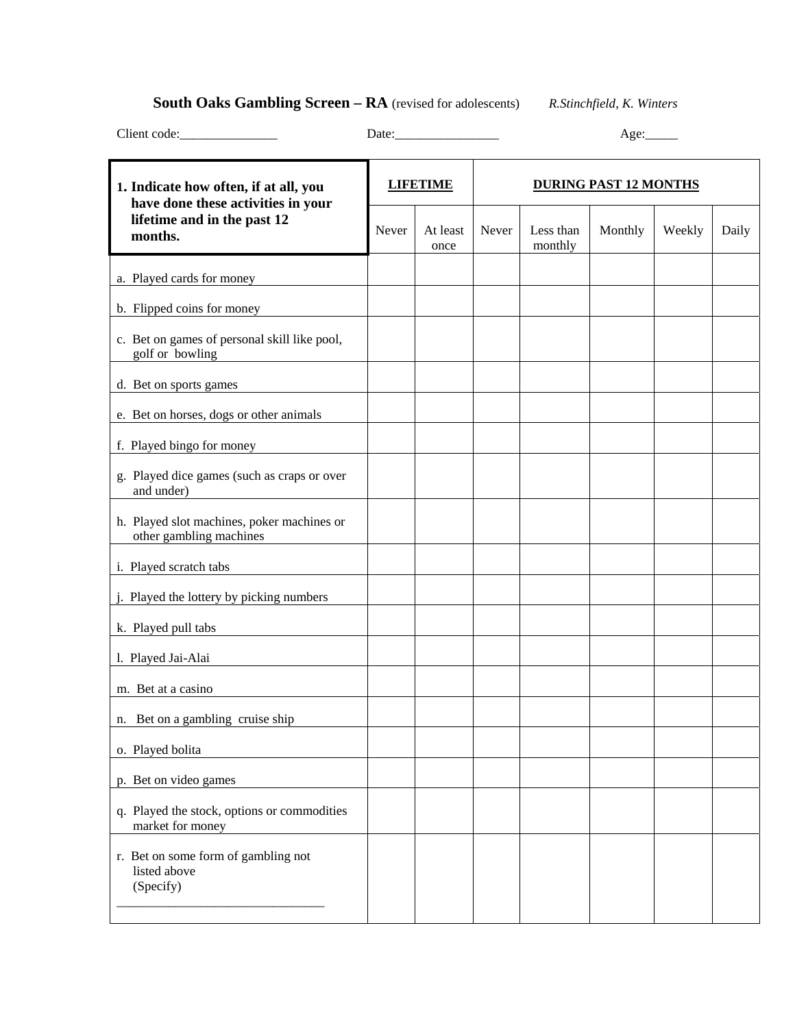## South Oaks Gambling Screen – RA (revised for adolescents) *R.Stinchfield, K. Winters*

Client code:_______________ Date:________________ Age:_____

| **1. Indicate how often, if at all, you have done these activities in your lifetime and in the past 12 months.** | **LIFETIME** | | **DURING PAST 12 MONTHS** | | | | |
|---|---|---|---|---|---|---|---|
| | Never | At least once | Never | Less than monthly | Monthly | Weekly | Daily |
| a. Played cards for money | | | | | | | |
| b. Flipped coins for money | | | | | | | |
| c. Bet on games of personal skill like pool, golf or bowling | | | | | | | |
| d. Bet on sports games | | | | | | | |
| e. Bet on horses, dogs or other animals | | | | | | | |
| f. Played bingo for money | | | | | | | |
| g. Played dice games (such as craps or over and under) | | | | | | | |
| h. Played slot machines, poker machines or other gambling machines | | | | | | | |
| i. Played scratch tabs | | | | | | | |
| j. Played the lottery by picking numbers | | | | | | | |
| k. Played pull tabs | | | | | | | |
| l. Played Jai-Alai | | | | | | | |
| m. Bet at a casino | | | | | | | |
| n. Bet on a gambling cruise ship | | | | | | | |
| o. Played bolita | | | | | | | |
| p. Bet on video games | | | | | | | |
| q. Played the stock, options or commodities market for money | | | | | | | |
| r. Bet on some form of gambling not listed above (Specify) ________________________________ | | | | | | | |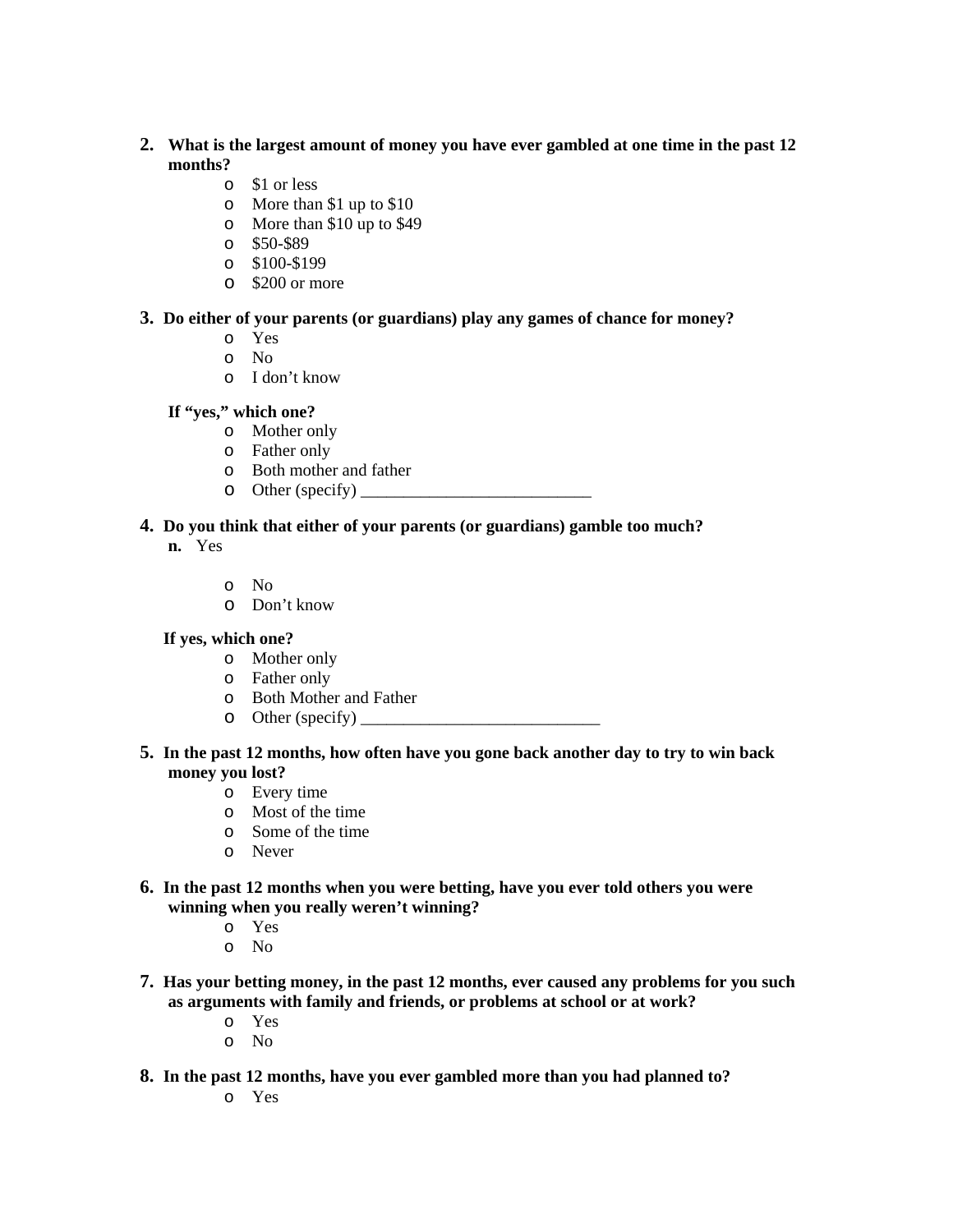2. **What is the largest amount of money you have ever gambled at one time in the past 12 months?**
   - $1 or less
   - More than $1 up to $10
   - More than $10 up to $49
   - $50-$89
   - $100-$199
   - $200 or more

3. **Do either of your parents (or guardians) play any games of chance for money?**
   - Yes
   - No
   - I don't know

   **If "yes," which one?**
   - Mother only
   - Father only
   - Both mother and father
   - Other (specify) ___________________________

4. **Do you think that either of your parents (or guardians) gamble too much?**

   **n.** Yes

   - No
   - Don't know

   **If yes, which one?**
   - Mother only
   - Father only
   - Both Mother and Father
   - Other (specify) ____________________________

5. **In the past 12 months, how often have you gone back another day to try to win back money you lost?**
   - Every time
   - Most of the time
   - Some of the time
   - Never

6. **In the past 12 months when you were betting, have you ever told others you were winning when you really weren't winning?**
   - Yes
   - No

7. **Has your betting money, in the past 12 months, ever caused any problems for you such as arguments with family and friends, or problems at school or at work?**
   - Yes
   - No

8. **In the past 12 months, have you ever gambled more than you had planned to?**
   - Yes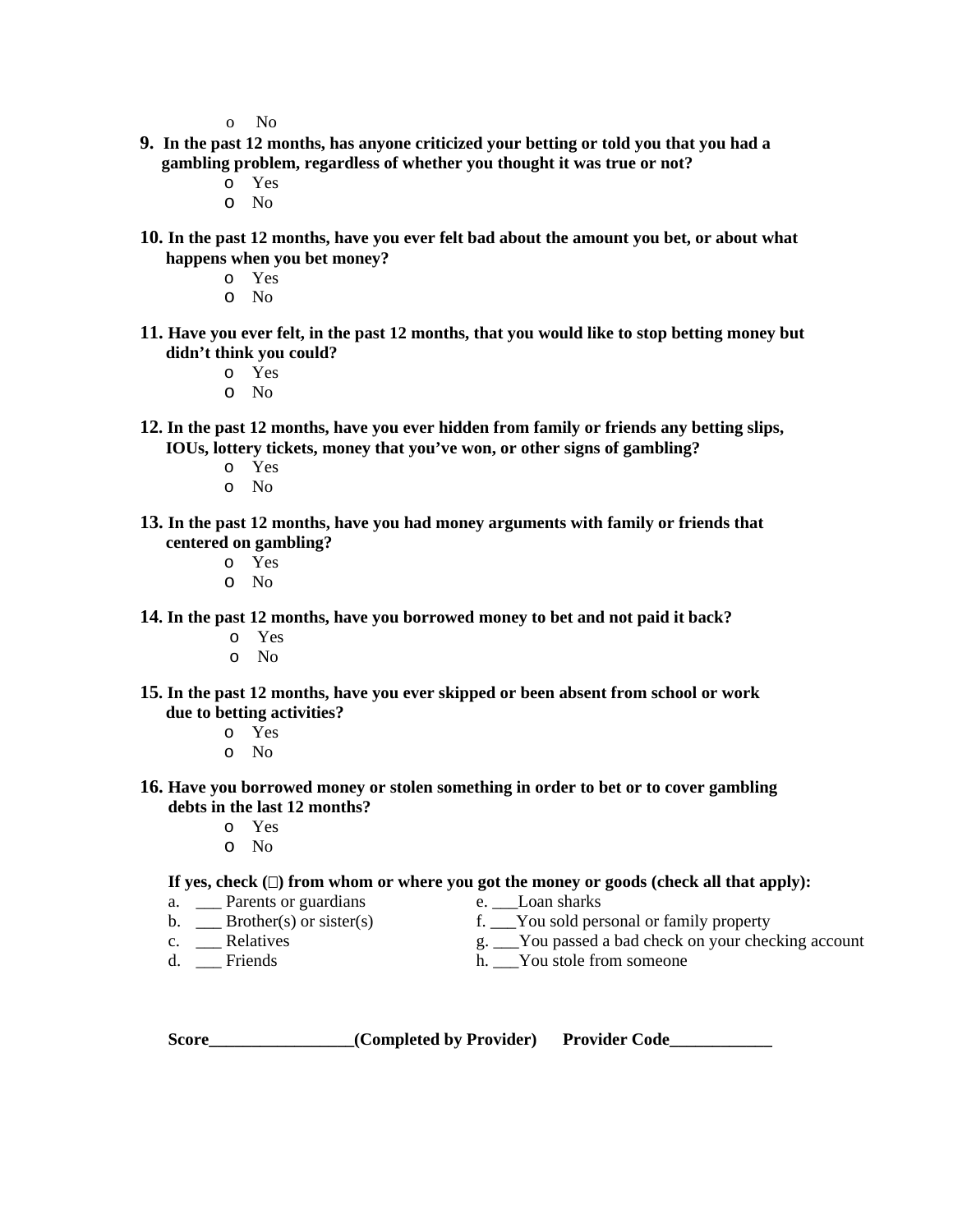- No

**9. In the past 12 months, has anyone criticized your betting or told you that you had a gambling problem, regardless of whether you thought it was true or not?**

- Yes
- No

**10. In the past 12 months, have you ever felt bad about the amount you bet, or about what happens when you bet money?**

- Yes
- No

**11. Have you ever felt, in the past 12 months, that you would like to stop betting money but didn't think you could?**

- Yes
- No

**12. In the past 12 months, have you ever hidden from family or friends any betting slips, IOUs, lottery tickets, money that you've won, or other signs of gambling?**

- Yes
- No

**13. In the past 12 months, have you had money arguments with family or friends that centered on gambling?**

- Yes
- No

**14. In the past 12 months, have you borrowed money to bet and not paid it back?**

- Yes
- No

**15. In the past 12 months, have you ever skipped or been absent from school or work due to betting activities?**

- Yes
- No

**16. Have you borrowed money or stolen something in order to bet or to cover gambling debts in the last 12 months?**

- Yes
- No

**If yes, check (□) from whom or where you got the money or goods (check all that apply):**

a. ___ Parents or guardians
b. ___ Brother(s) or sister(s)
c. ___ Relatives
d. ___ Friends
e. ___Loan sharks
f. ___You sold personal or family property
g. ___You passed a bad check on your checking account
h. ___You stole from someone

**Score_________________(Completed by Provider)      Provider Code____________**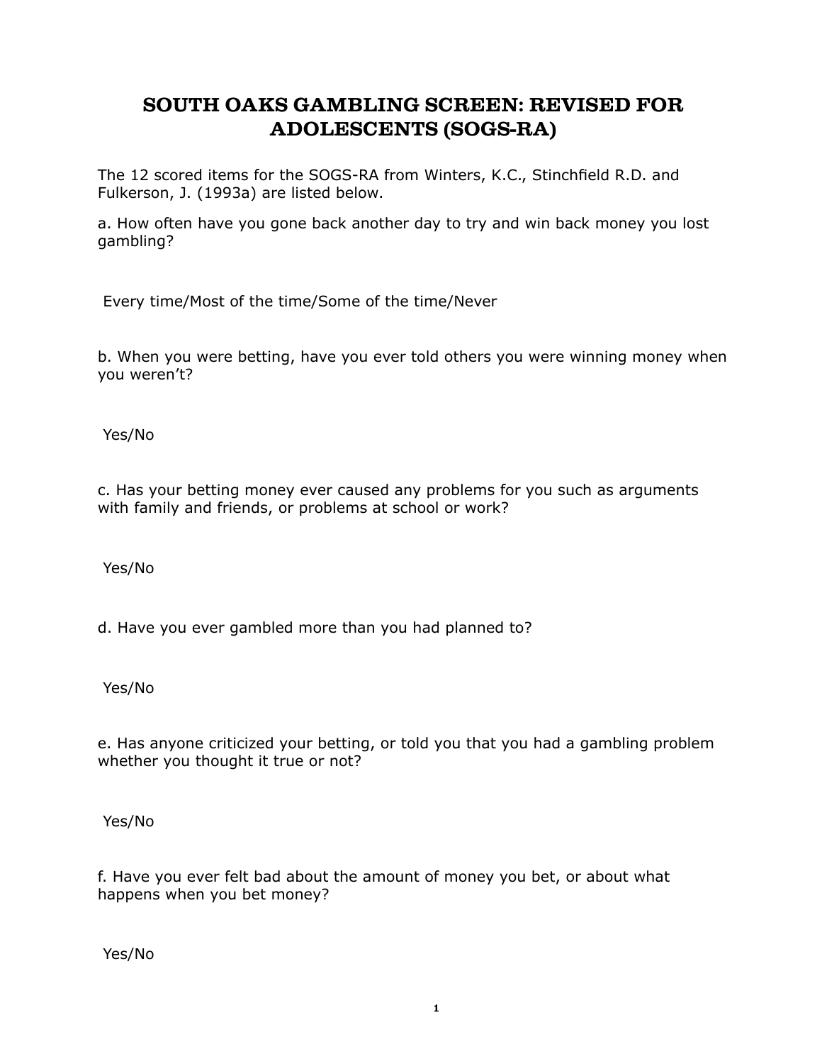# SOUTH OAKS GAMBLING SCREEN: REVISED FOR ADOLESCENTS (SOGS-RA)

The 12 scored items for the SOGS-RA from Winters, K.C., Stinchfield R.D. and Fulkerson, J. (1993a) are listed below.

a. How often have you gone back another day to try and win back money you lost gambling?

Every time/Most of the time/Some of the time/Never

b. When you were betting, have you ever told others you were winning money when you weren't?

Yes/No

c. Has your betting money ever caused any problems for you such as arguments with family and friends, or problems at school or work?

Yes/No

d. Have you ever gambled more than you had planned to?

Yes/No

e. Has anyone criticized your betting, or told you that you had a gambling problem whether you thought it true or not?

Yes/No

f. Have you ever felt bad about the amount of money you bet, or about what happens when you bet money?

Yes/No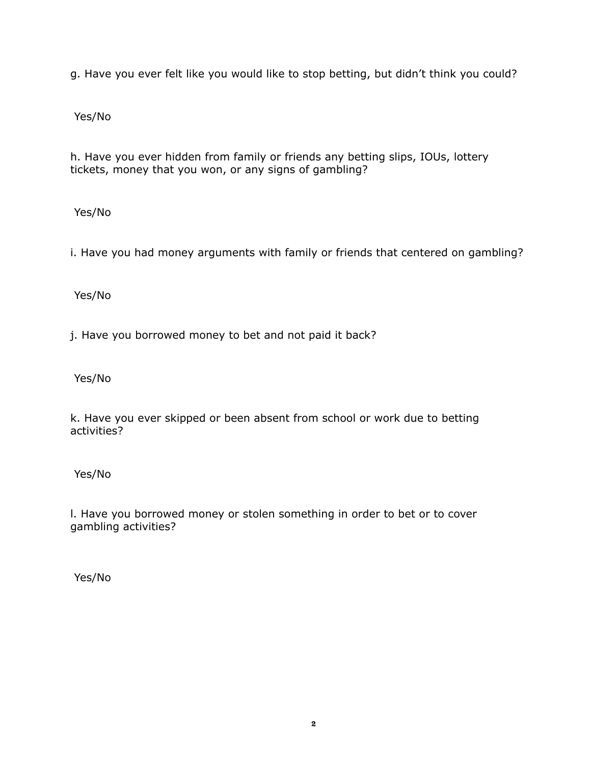g. Have you ever felt like you would like to stop betting, but didn't think you could?

Yes/No

h. Have you ever hidden from family or friends any betting slips, IOUs, lottery tickets, money that you won, or any signs of gambling?

Yes/No

i. Have you had money arguments with family or friends that centered on gambling?

Yes/No

j. Have you borrowed money to bet and not paid it back?

Yes/No

k. Have you ever skipped or been absent from school or work due to betting activities?

Yes/No

l. Have you borrowed money or stolen something in order to bet or to cover gambling activities?

Yes/No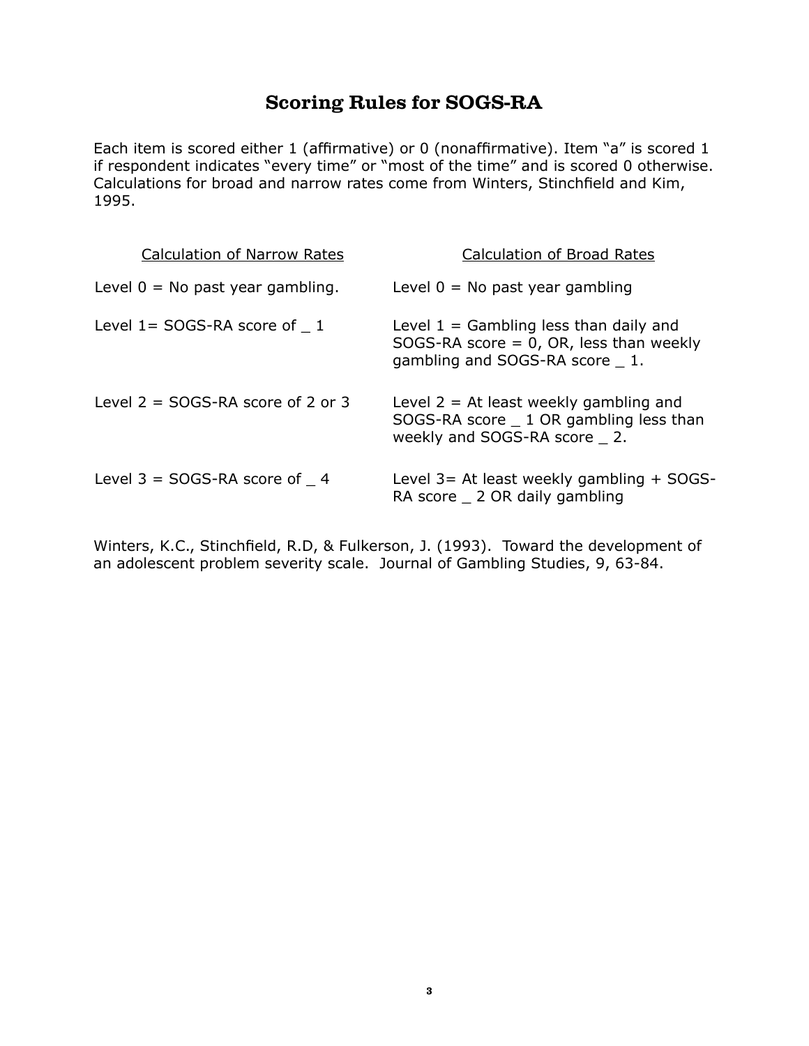# Scoring Rules for SOGS-RA

Each item is scored either 1 (affirmative) or 0 (nonaffirmative). Item "a" is scored 1 if respondent indicates "every time" or "most of the time" and is scored 0 otherwise. Calculations for broad and narrow rates come from Winters, Stinchfield and Kim, 1995.

| Calculation of Narrow Rates | Calculation of Broad Rates |
|---|---|
| Level 0 = No past year gambling. | Level 0 = No past year gambling |
| Level 1= SOGS-RA score of _ 1 | Level 1 = Gambling less than daily and SOGS-RA score = 0, OR, less than weekly gambling and SOGS-RA score _ 1. |
| Level 2 = SOGS-RA score of 2 or 3 | Level 2 = At least weekly gambling and SOGS-RA score _ 1 OR gambling less than weekly and SOGS-RA score _ 2. |
| Level 3 = SOGS-RA score of _ 4 | Level 3= At least weekly gambling + SOGS-RA score _ 2 OR daily gambling |

Winters, K.C., Stinchfield, R.D, & Fulkerson, J. (1993). Toward the development of an adolescent problem severity scale. Journal of Gambling Studies, 9, 63-84.